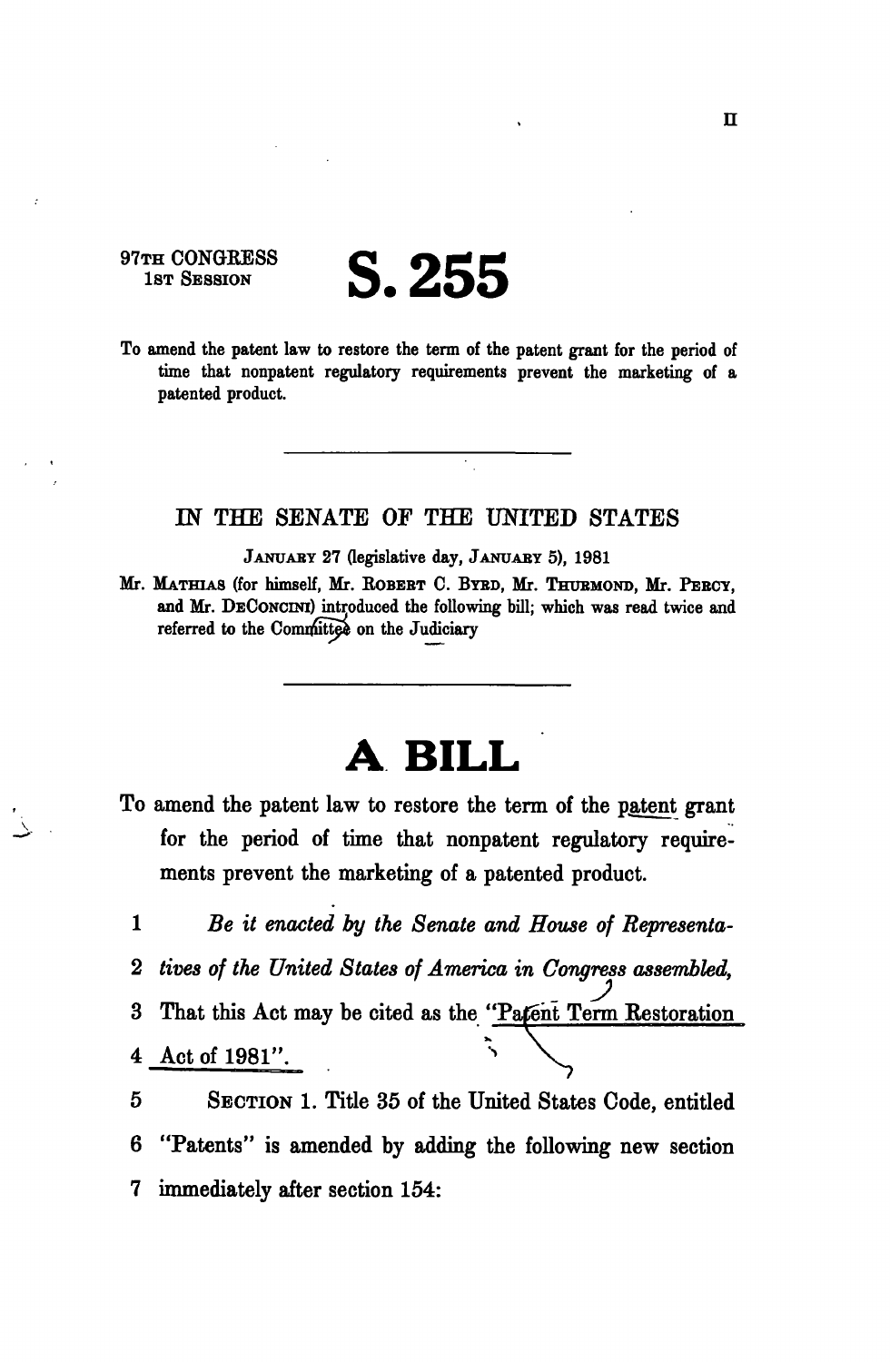II

97TH CONGRESS
1ST SESSION

# S. 255

To amend the patent law to restore the term of the patent grant for the period of time that nonpatent regulatory requirements prevent the marketing of a patented product.

---

IN THE SENATE OF THE UNITED STATES

JANUARY 27 (legislative day, JANUARY 5), 1981

Mr. MATHIAS (for himself, Mr. ROBERT C. BYRD, Mr. THURMOND, Mr. PERCY, and Mr. DECONCINI) introduced the following bill; which was read twice and referred to the Committee on the Judiciary

---

# A BILL

To amend the patent law to restore the term of the patent grant for the period of time that nonpatent regulatory requirements prevent the marketing of a patented product.

1 *Be it enacted by the Senate and House of Representa-*
2 *tives of the United States of America in Congress assembled,*
3 That this Act may be cited as the "Patent Term Restoration
4 Act of 1981".
5 SECTION 1. Title 35 of the United States Code, entitled
6 "Patents" is amended by adding the following new section
7 immediately after section 154: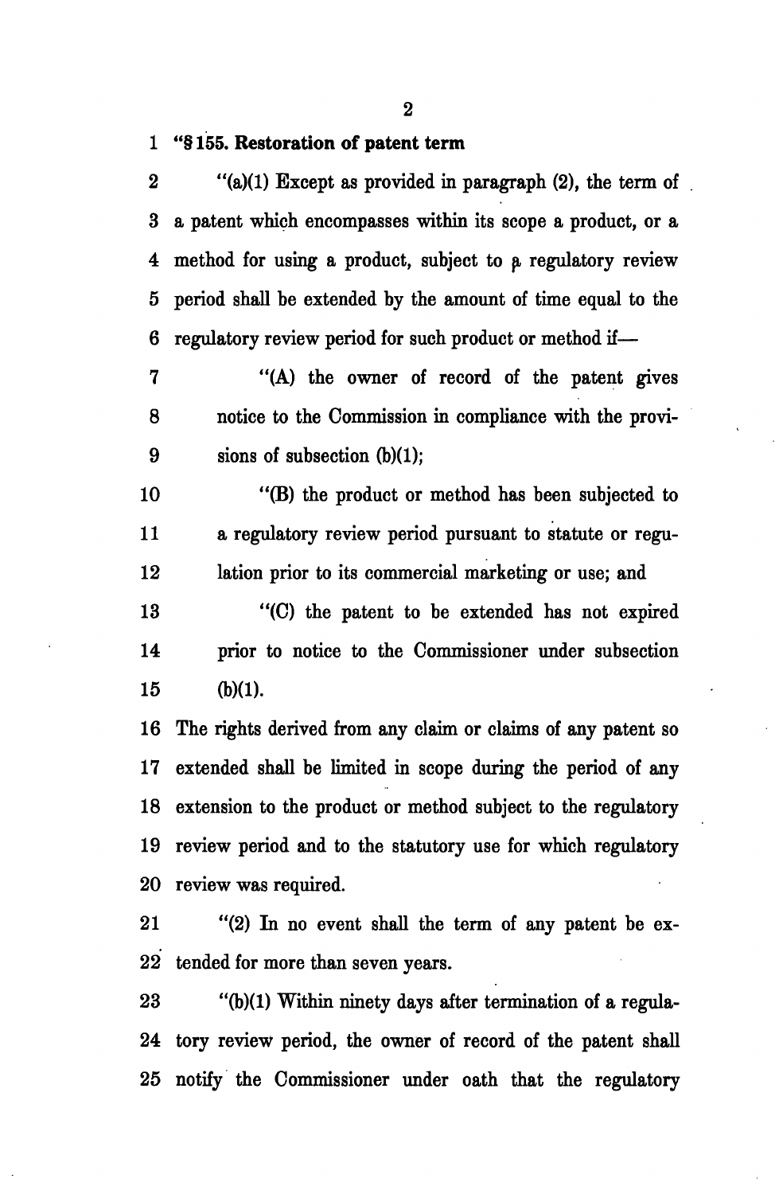**"§ 155. Restoration of patent term**

"(a)(1) Except as provided in paragraph (2), the term of a patent which encompasses within its scope a product, or a method for using a product, subject to a regulatory review period shall be extended by the amount of time equal to the regulatory review period for such product or method if—

"(A) the owner of record of the patent gives notice to the Commission in compliance with the provisions of subsection (b)(1);

"(B) the product or method has been subjected to a regulatory review period pursuant to statute or regulation prior to its commercial marketing or use; and

"(C) the patent to be extended has not expired prior to notice to the Commissioner under subsection (b)(1).

The rights derived from any claim or claims of any patent so extended shall be limited in scope during the period of any extension to the product or method subject to the regulatory review period and to the statutory use for which regulatory review was required.

"(2) In no event shall the term of any patent be extended for more than seven years.

"(b)(1) Within ninety days after termination of a regulatory review period, the owner of record of the patent shall notify the Commissioner under oath that the regulatory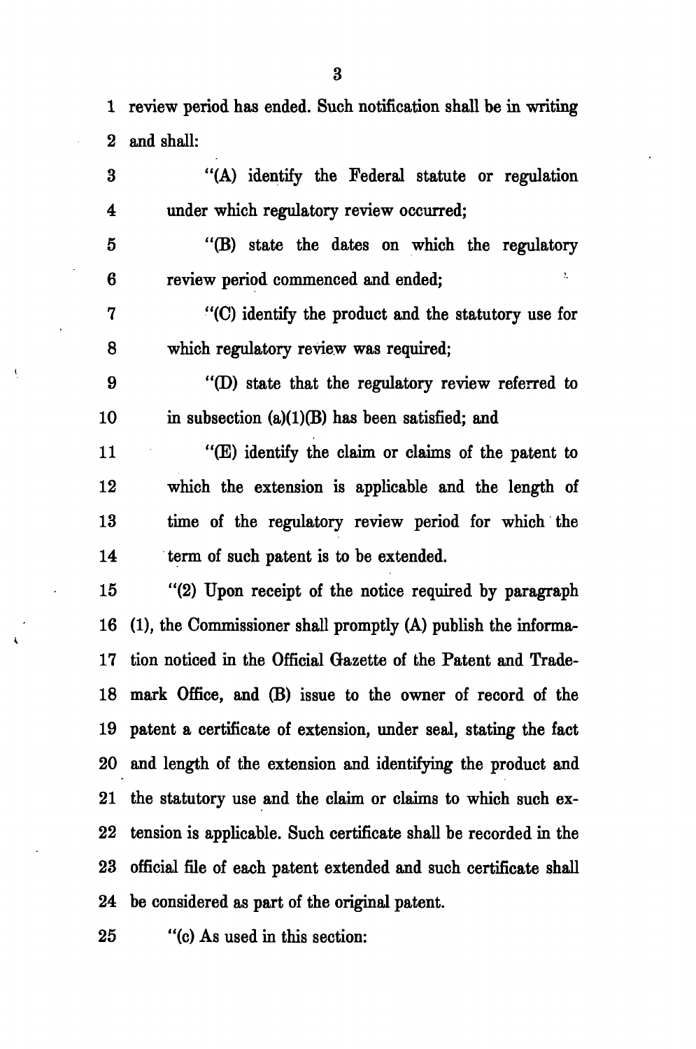review period has ended. Such notification shall be in writing and shall:

"(A) identify the Federal statute or regulation under which regulatory review occurred;

"(B) state the dates on which the regulatory review period commenced and ended;

"(C) identify the product and the statutory use for which regulatory review was required;

"(D) state that the regulatory review referred to in subsection (a)(1)(B) has been satisfied; and

"(E) identify the claim or claims of the patent to which the extension is applicable and the length of time of the regulatory review period for which the term of such patent is to be extended.

"(2) Upon receipt of the notice required by paragraph (1), the Commissioner shall promptly (A) publish the information noticed in the Official Gazette of the Patent and Trademark Office, and (B) issue to the owner of record of the patent a certificate of extension, under seal, stating the fact and length of the extension and identifying the product and the statutory use and the claim or claims to which such extension is applicable. Such certificate shall be recorded in the official file of each patent extended and such certificate shall be considered as part of the original patent.

"(c) As used in this section: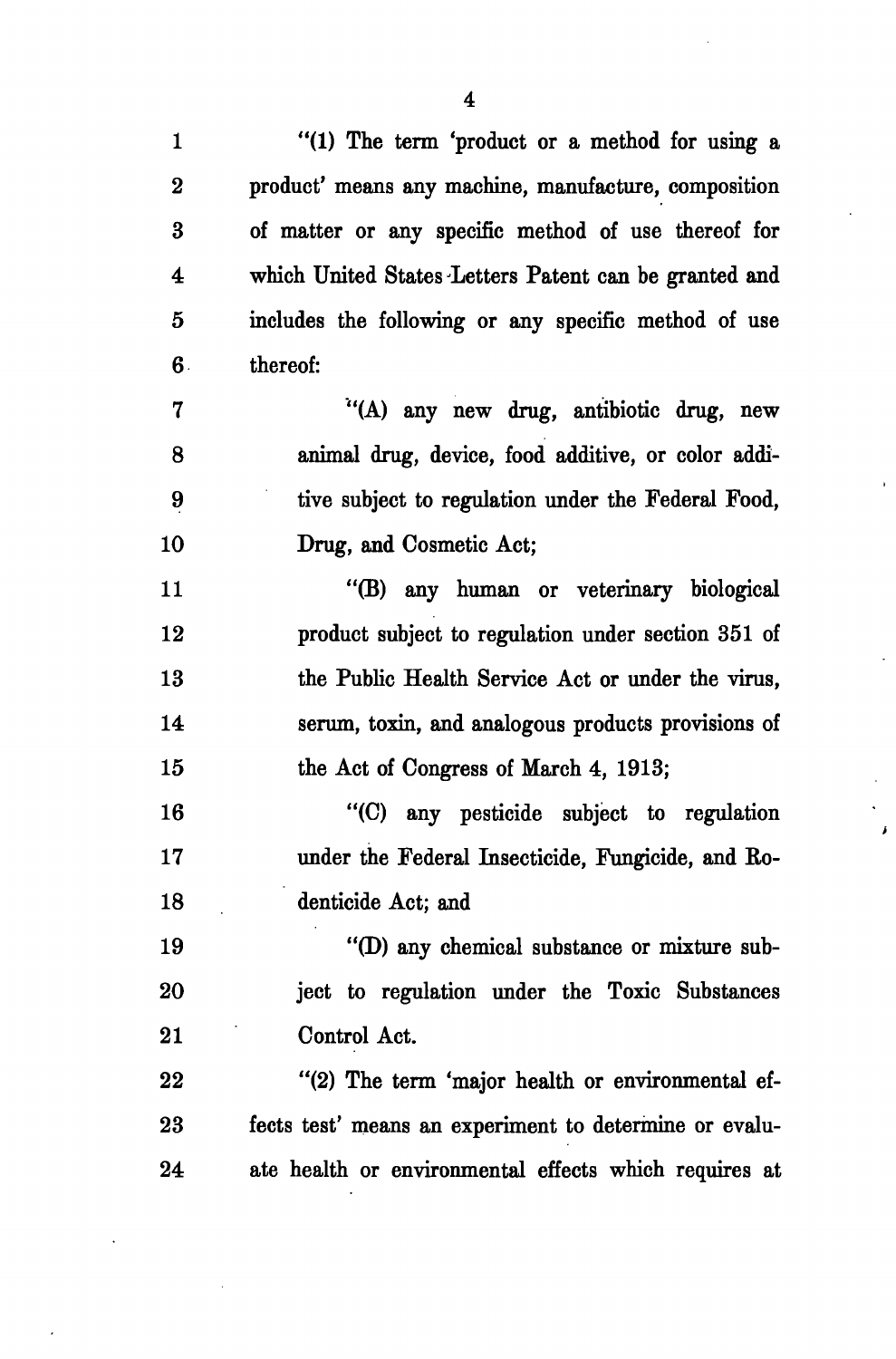"(1) The term 'product or a method for using a product' means any machine, manufacture, composition of matter or any specific method of use thereof for which United States Letters Patent can be granted and includes the following or any specific method of use thereof:

"(A) any new drug, antibiotic drug, new animal drug, device, food additive, or color additive subject to regulation under the Federal Food, Drug, and Cosmetic Act;

"(B) any human or veterinary biological product subject to regulation under section 351 of the Public Health Service Act or under the virus, serum, toxin, and analogous products provisions of the Act of Congress of March 4, 1913;

"(C) any pesticide subject to regulation under the Federal Insecticide, Fungicide, and Rodenticide Act; and

"(D) any chemical substance or mixture subject to regulation under the Toxic Substances Control Act.

"(2) The term 'major health or environmental effects test' means an experiment to determine or evaluate health or environmental effects which requires at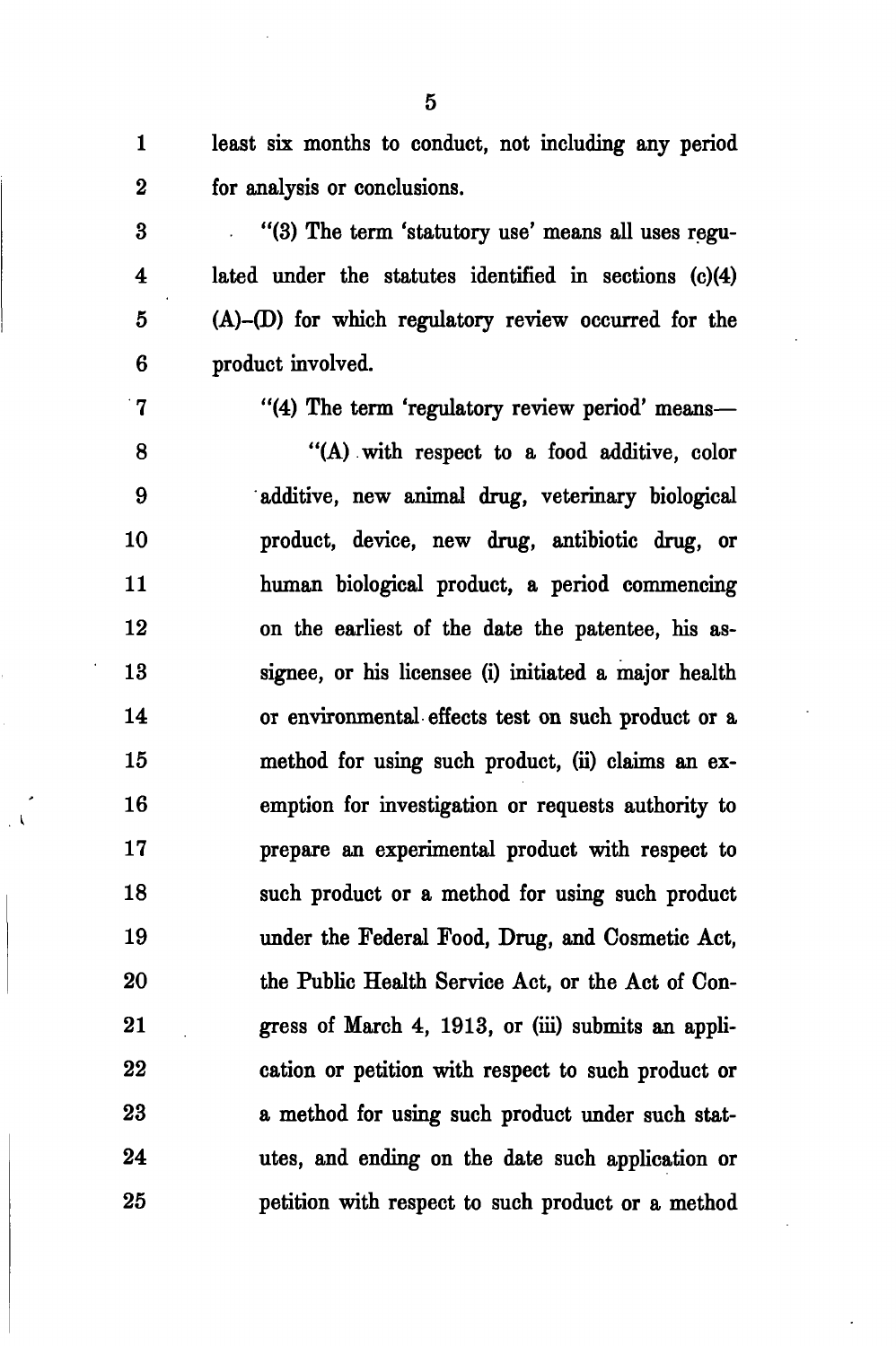least six months to conduct, not including any period for analysis or conclusions.

"(3) The term 'statutory use' means all uses regulated under the statutes identified in sections (c)(4)(A)–(D) for which regulatory review occurred for the product involved.

"(4) The term 'regulatory review period' means—

"(A) with respect to a food additive, color additive, new animal drug, veterinary biological product, device, new drug, antibiotic drug, or human biological product, a period commencing on the earliest of the date the patentee, his assignee, or his licensee (i) initiated a major health or environmental effects test on such product or a method for using such product, (ii) claims an exemption for investigation or requests authority to prepare an experimental product with respect to such product or a method for using such product under the Federal Food, Drug, and Cosmetic Act, the Public Health Service Act, or the Act of Congress of March 4, 1913, or (iii) submits an application or petition with respect to such product or a method for using such product under such statutes, and ending on the date such application or petition with respect to such product or a method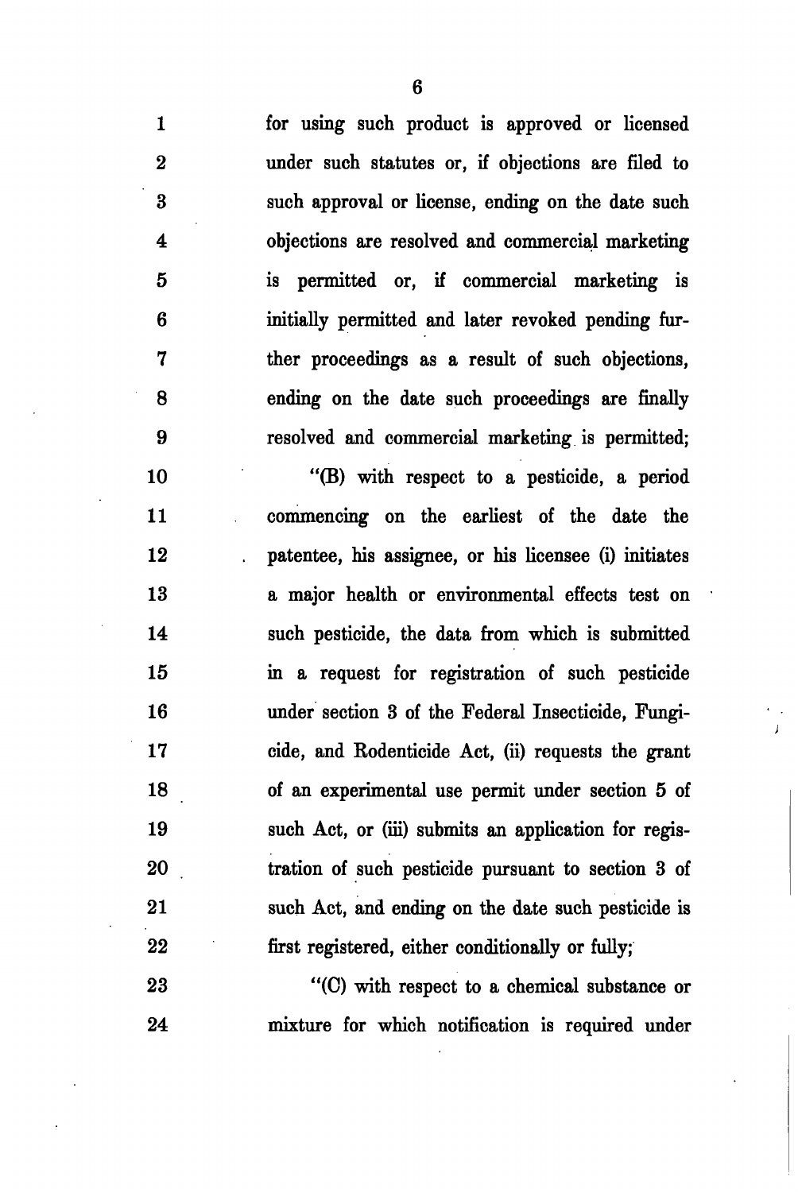for using such product is approved or licensed under such statutes or, if objections are filed to such approval or license, ending on the date such objections are resolved and commercial marketing is permitted or, if commercial marketing is initially permitted and later revoked pending further proceedings as a result of such objections, ending on the date such proceedings are finally resolved and commercial marketing is permitted;

"(B) with respect to a pesticide, a period commencing on the earliest of the date the patentee, his assignee, or his licensee (i) initiates a major health or environmental effects test on such pesticide, the data from which is submitted in a request for registration of such pesticide under section 3 of the Federal Insecticide, Fungicide, and Rodenticide Act, (ii) requests the grant of an experimental use permit under section 5 of such Act, or (iii) submits an application for registration of such pesticide pursuant to section 3 of such Act, and ending on the date such pesticide is first registered, either conditionally or fully;

"(C) with respect to a chemical substance or mixture for which notification is required under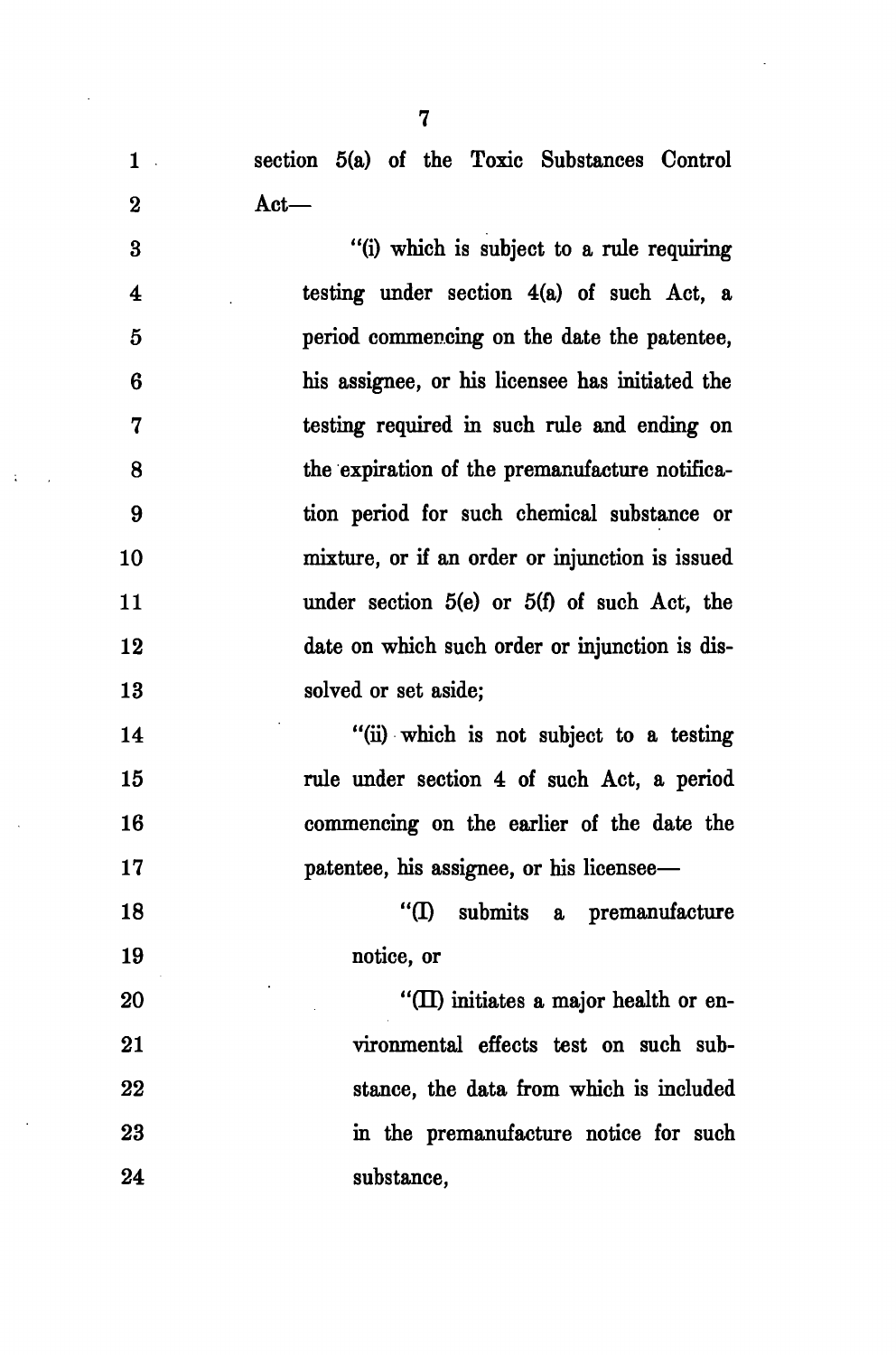section 5(a) of the Toxic Substances Control Act—

"(i) which is subject to a rule requiring testing under section 4(a) of such Act, a period commencing on the date the patentee, his assignee, or his licensee has initiated the testing required in such rule and ending on the expiration of the premanufacture notification period for such chemical substance or mixture, or if an order or injunction is issued under section 5(e) or 5(f) of such Act, the date on which such order or injunction is dissolved or set aside;

"(ii) which is not subject to a testing rule under section 4 of such Act, a period commencing on the earlier of the date the patentee, his assignee, or his licensee—

"(I) submits a premanufacture notice, or

"(II) initiates a major health or environmental effects test on such substance, the data from which is included in the premanufacture notice for such substance,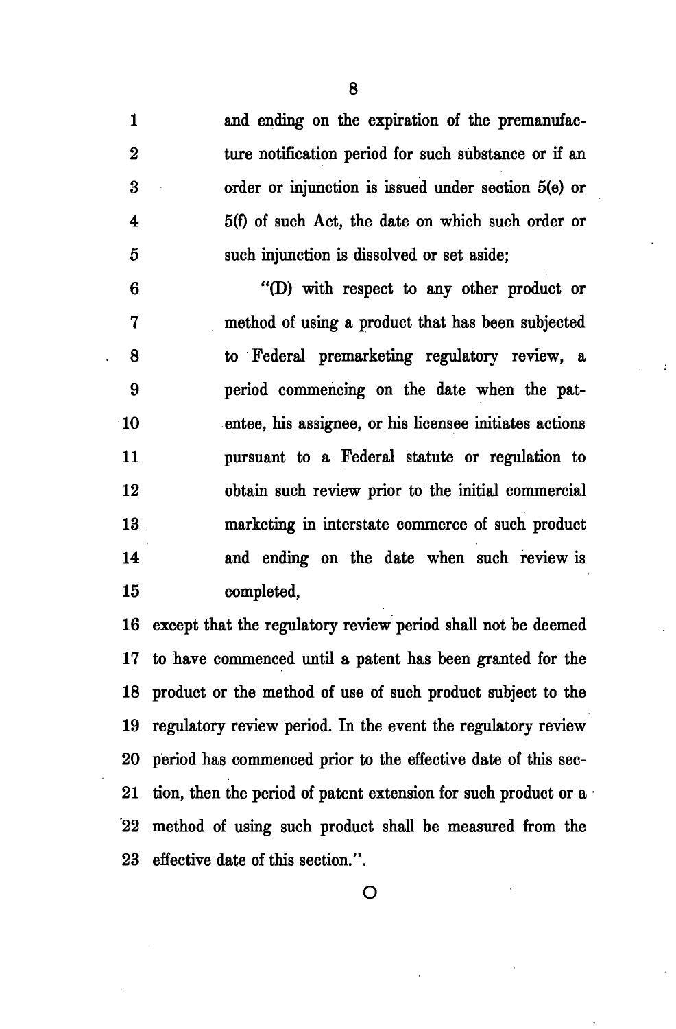and ending on the expiration of the premanufacture notification period for such substance or if an order or injunction is issued under section 5(e) or 5(f) of such Act, the date on which such order or such injunction is dissolved or set aside;

"(D) with respect to any other product or method of using a product that has been subjected to Federal premarketing regulatory review, a period commencing on the date when the patentee, his assignee, or his licensee initiates actions pursuant to a Federal statute or regulation to obtain such review prior to the initial commercial marketing in interstate commerce of such product and ending on the date when such review is completed,

except that the regulatory review period shall not be deemed to have commenced until a patent has been granted for the product or the method of use of such product subject to the regulatory review period. In the event the regulatory review period has commenced prior to the effective date of this section, then the period of patent extension for such product or a method of using such product shall be measured from the effective date of this section.".

O